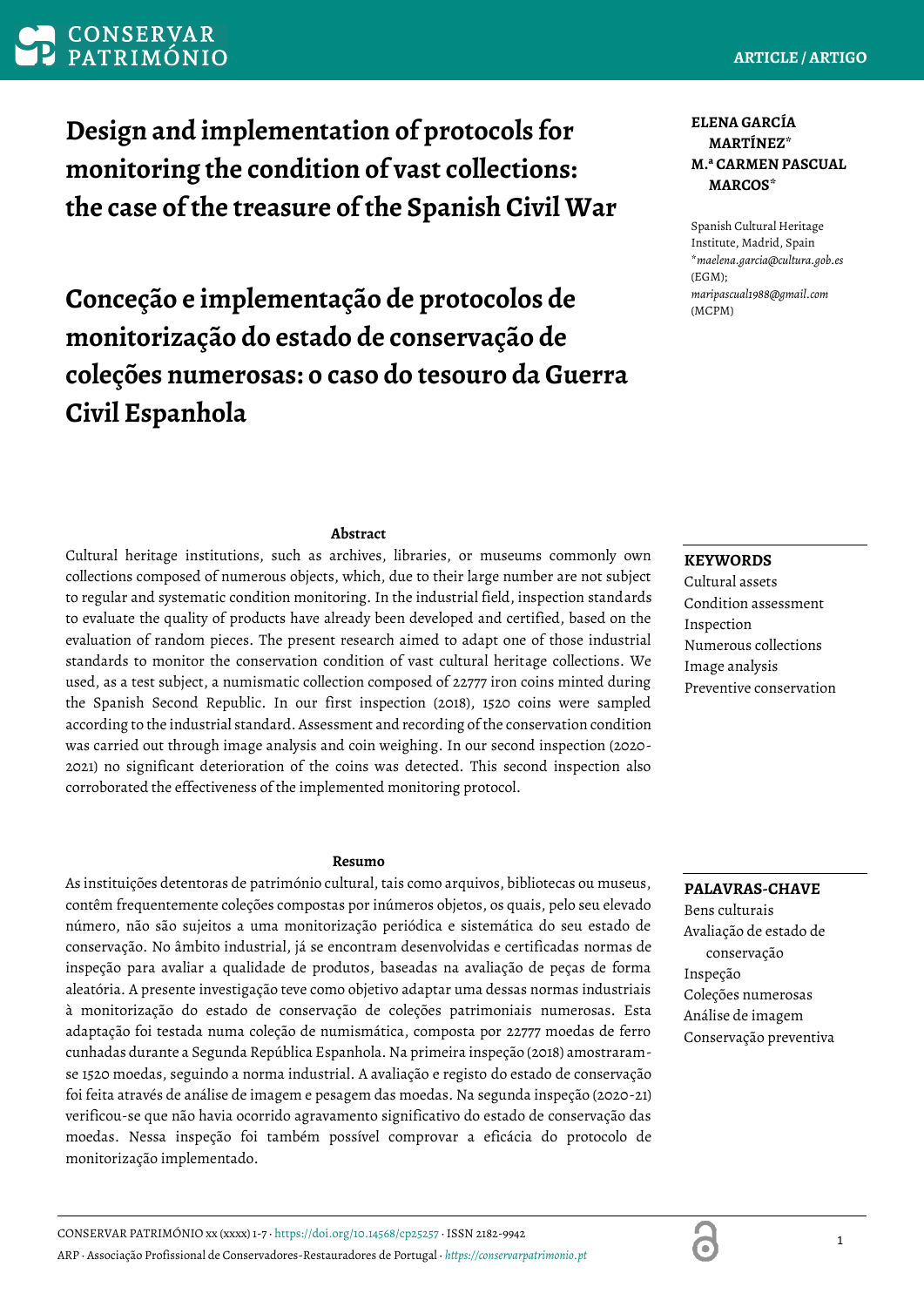ARTICLE / ARTIGO

# Design and implementation of protocols for monitoring the condition of vast collections: the case of the treasure of the Spanish Civil War

# Conceção e implementação de protocolos de monitorização do estado de conservação de coleções numerosas: o caso do tesouro da Guerra Civil Espanhola

**ELENA GARCÍA MARTÍNEZ***
**M.ª CARMEN PASCUAL MARCOS***

Spanish Cultural Heritage Institute, Madrid, Spain
**maelena.garcia@cultura.gob.es* (EGM);
*maripascual1988@gmail.com* (MCPM)

### Abstract

Cultural heritage institutions, such as archives, libraries, or museums commonly own collections composed of numerous objects, which, due to their large number are not subject to regular and systematic condition monitoring. In the industrial field, inspection standards to evaluate the quality of products have already been developed and certified, based on the evaluation of random pieces. The present research aimed to adapt one of those industrial standards to monitor the conservation condition of vast cultural heritage collections. We used, as a test subject, a numismatic collection composed of 22777 iron coins minted during the Spanish Second Republic. In our first inspection (2018), 1520 coins were sampled according to the industrial standard. Assessment and recording of the conservation condition was carried out through image analysis and coin weighing. In our second inspection (2020-2021) no significant deterioration of the coins was detected. This second inspection also corroborated the effectiveness of the implemented monitoring protocol.

**KEYWORDS**

Cultural assets
Condition assessment
Inspection
Numerous collections
Image analysis
Preventive conservation

### Resumo

As instituições detentoras de património cultural, tais como arquivos, bibliotecas ou museus, contêm frequentemente coleções compostas por inúmeros objetos, os quais, pelo seu elevado número, não são sujeitos a uma monitorização periódica e sistemática do seu estado de conservação. No âmbito industrial, já se encontram desenvolvidas e certificadas normas de inspeção para avaliar a qualidade de produtos, baseadas na avaliação de peças de forma aleatória. A presente investigação teve como objetivo adaptar uma dessas normas industriais à monitorização do estado de conservação de coleções patrimoniais numerosas. Esta adaptação foi testada numa coleção de numismática, composta por 22777 moedas de ferro cunhadas durante a Segunda República Espanhola. Na primeira inspeção (2018) amostraram-se 1520 moedas, seguindo a norma industrial. A avaliação e registo do estado de conservação foi feita através de análise de imagem e pesagem das moedas. Na segunda inspeção (2020-21) verificou-se que não havia ocorrido agravamento significativo do estado de conservação das moedas. Nessa inspeção foi também possível comprovar a eficácia do protocolo de monitorização implementado.

**PALAVRAS-CHAVE**

Bens culturais
Avaliação de estado de conservação
Inspeção
Coleções numerosas
Análise de imagem
Conservação preventiva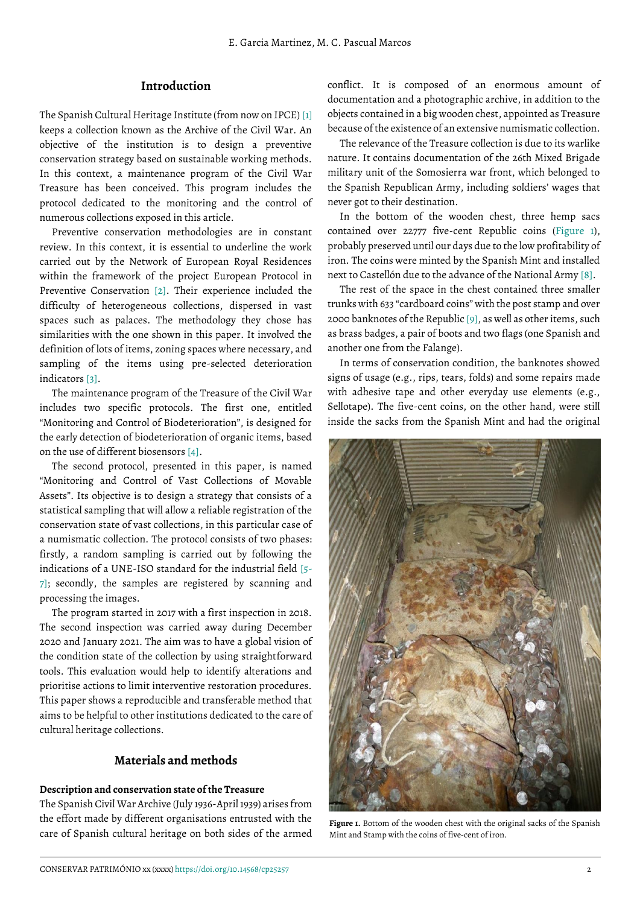## Introduction

The Spanish Cultural Heritage Institute (from now on IPCE) [1] keeps a collection known as the Archive of the Civil War. An objective of the institution is to design a preventive conservation strategy based on sustainable working methods. In this context, a maintenance program of the Civil War Treasure has been conceived. This program includes the protocol dedicated to the monitoring and the control of numerous collections exposed in this article.

Preventive conservation methodologies are in constant review. In this context, it is essential to underline the work carried out by the Network of European Royal Residences within the framework of the project European Protocol in Preventive Conservation [2]. Their experience included the difficulty of heterogeneous collections, dispersed in vast spaces such as palaces. The methodology they chose has similarities with the one shown in this paper. It involved the definition of lots of items, zoning spaces where necessary, and sampling of the items using pre-selected deterioration indicators [3].

The maintenance program of the Treasure of the Civil War includes two specific protocols. The first one, entitled "Monitoring and Control of Biodeterioration", is designed for the early detection of biodeterioration of organic items, based on the use of different biosensors [4].

The second protocol, presented in this paper, is named "Monitoring and Control of Vast Collections of Movable Assets". Its objective is to design a strategy that consists of a statistical sampling that will allow a reliable registration of the conservation state of vast collections, in this particular case of a numismatic collection. The protocol consists of two phases: firstly, a random sampling is carried out by following the indications of a UNE-ISO standard for the industrial field [5-7]; secondly, the samples are registered by scanning and processing the images.

The program started in 2017 with a first inspection in 2018. The second inspection was carried away during December 2020 and January 2021. The aim was to have a global vision of the condition state of the collection by using straightforward tools. This evaluation would help to identify alterations and prioritise actions to limit interventive restoration procedures. This paper shows a reproducible and transferable method that aims to be helpful to other institutions dedicated to the care of cultural heritage collections.

## Materials and methods

### Description and conservation state of the Treasure

The Spanish Civil War Archive (July 1936-April 1939) arises from the effort made by different organisations entrusted with the care of Spanish cultural heritage on both sides of the armed conflict. It is composed of an enormous amount of documentation and a photographic archive, in addition to the objects contained in a big wooden chest, appointed as Treasure because of the existence of an extensive numismatic collection.

The relevance of the Treasure collection is due to its warlike nature. It contains documentation of the 26th Mixed Brigade military unit of the Somosierra war front, which belonged to the Spanish Republican Army, including soldiers' wages that never got to their destination.

In the bottom of the wooden chest, three hemp sacs contained over 22777 five-cent Republic coins (Figure 1), probably preserved until our days due to the low profitability of iron. The coins were minted by the Spanish Mint and installed next to Castellón due to the advance of the National Army [8].

The rest of the space in the chest contained three smaller trunks with 633 "cardboard coins" with the post stamp and over 2000 banknotes of the Republic [9], as well as other items, such as brass badges, a pair of boots and two flags (one Spanish and another one from the Falange).

In terms of conservation condition, the banknotes showed signs of usage (e.g., rips, tears, folds) and some repairs made with adhesive tape and other everyday use elements (e.g., Sellotape). The five-cent coins, on the other hand, were still inside the sacks from the Spanish Mint and had the original

**Figure 1.** Bottom of the wooden chest with the original sacks of the Spanish Mint and Stamp with the coins of five-cent of iron.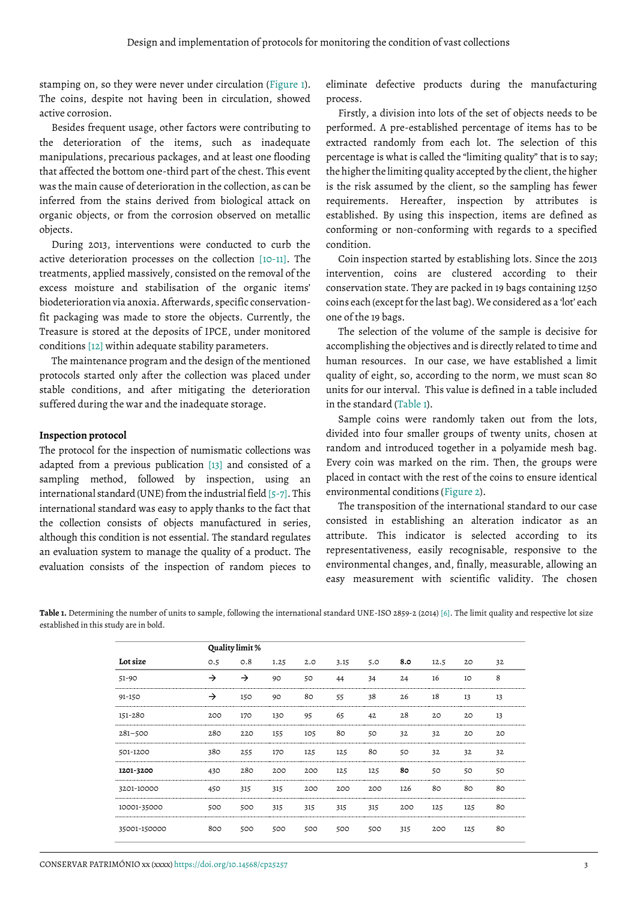stamping on, so they were never under circulation (Figure 1). The coins, despite not having been in circulation, showed active corrosion.

Besides frequent usage, other factors were contributing to the deterioration of the items, such as inadequate manipulations, precarious packages, and at least one flooding that affected the bottom one-third part of the chest. This event was the main cause of deterioration in the collection, as can be inferred from the stains derived from biological attack on organic objects, or from the corrosion observed on metallic objects.

During 2013, interventions were conducted to curb the active deterioration processes on the collection [10-11]. The treatments, applied massively, consisted on the removal of the excess moisture and stabilisation of the organic items' biodeterioration via anoxia. Afterwards, specific conservation-fit packaging was made to store the objects. Currently, the Treasure is stored at the deposits of IPCE, under monitored conditions [12] within adequate stability parameters.

The maintenance program and the design of the mentioned protocols started only after the collection was placed under stable conditions, and after mitigating the deterioration suffered during the war and the inadequate storage.

**Inspection protocol**

The protocol for the inspection of numismatic collections was adapted from a previous publication [13] and consisted of a sampling method, followed by inspection, using an international standard (UNE) from the industrial field [5-7]. This international standard was easy to apply thanks to the fact that the collection consists of objects manufactured in series, although this condition is not essential. The standard regulates an evaluation system to manage the quality of a product. The evaluation consists of the inspection of random pieces to eliminate defective products during the manufacturing process.

Firstly, a division into lots of the set of objects needs to be performed. A pre-established percentage of items has to be extracted randomly from each lot. The selection of this percentage is what is called the "limiting quality" that is to say; the higher the limiting quality accepted by the client, the higher is the risk assumed by the client, so the sampling has fewer requirements. Hereafter, inspection by attributes is established. By using this inspection, items are defined as conforming or non-conforming with regards to a specified condition.

Coin inspection started by establishing lots. Since the 2013 intervention, coins are clustered according to their conservation state. They are packed in 19 bags containing 1250 coins each (except for the last bag). We considered as a 'lot' each one of the 19 bags.

The selection of the volume of the sample is decisive for accomplishing the objectives and is directly related to time and human resources. In our case, we have established a limit quality of eight, so, according to the norm, we must scan 80 units for our interval. This value is defined in a table included in the standard (Table 1).

Sample coins were randomly taken out from the lots, divided into four smaller groups of twenty units, chosen at random and introduced together in a polyamide mesh bag. Every coin was marked on the rim. Then, the groups were placed in contact with the rest of the coins to ensure identical environmental conditions (Figure 2).

The transposition of the international standard to our case consisted in establishing an alteration indicator as an attribute. This indicator is selected according to its representativeness, easily recognisable, responsive to the environmental changes, and, finally, measurable, allowing an easy measurement with scientific validity. The chosen

**Table 1.** Determining the number of units to sample, following the international standard UNE-ISO 2859-2 (2014) [6]. The limit quality and respective lot size established in this study are in bold.

| | **Quality limit %** | | | | | | | | | |
|---|---|---|---|---|---|---|---|---|---|---|
| **Lot size** | 0.5 | 0.8 | 1.25 | 2.0 | 3.15 | 5.0 | **8.0** | 12.5 | 20 | 32 |
| 51-90 | → | → | 90 | 50 | 44 | 34 | 24 | 16 | 10 | 8 |
| 91-150 | → | 150 | 90 | 80 | 55 | 38 | 26 | 18 | 13 | 13 |
| 151-280 | 200 | 170 | 130 | 95 | 65 | 42 | 28 | 20 | 20 | 13 |
| 281–500 | 280 | 220 | 155 | 105 | 80 | 50 | 32 | 32 | 20 | 20 |
| 501-1200 | 380 | 255 | 170 | 125 | 125 | 80 | 50 | 32 | 32 | 32 |
| **1201-3200** | 430 | 280 | 200 | 200 | 125 | 125 | **80** | 50 | 50 | 50 |
| 3201-10000 | 450 | 315 | 315 | 200 | 200 | 200 | 126 | 80 | 80 | 80 |
| 10001-35000 | 500 | 500 | 315 | 315 | 315 | 315 | 200 | 125 | 125 | 80 |
| 35001-150000 | 800 | 500 | 500 | 500 | 500 | 500 | 315 | 200 | 125 | 80 |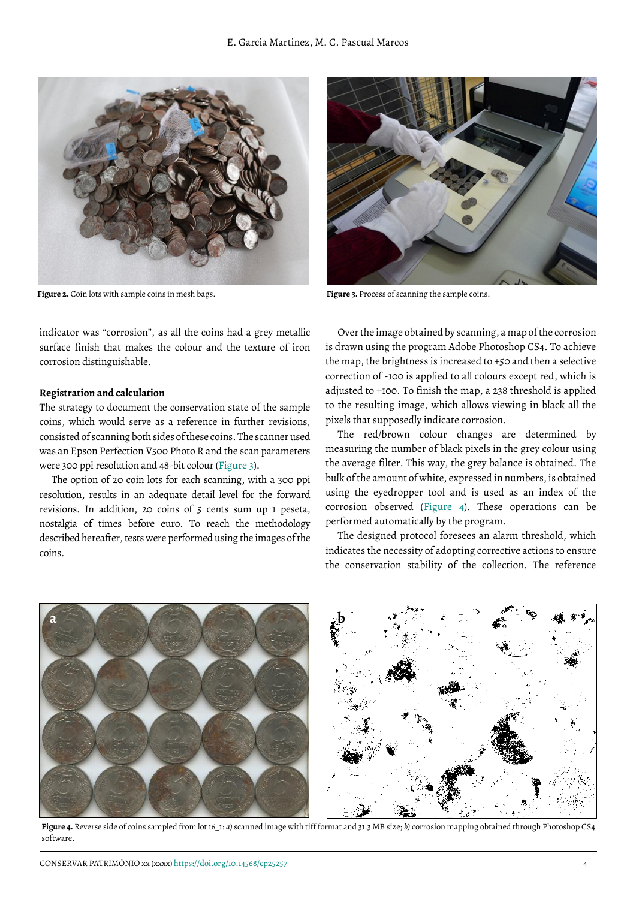Figure 2. Coin lots with sample coins in mesh bags.

Figure 3. Process of scanning the sample coins.

indicator was "corrosion", as all the coins had a grey metallic surface finish that makes the colour and the texture of iron corrosion distinguishable.

**Registration and calculation**

The strategy to document the conservation state of the sample coins, which would serve as a reference in further revisions, consisted of scanning both sides of these coins. The scanner used was an Epson Perfection V500 Photo R and the scan parameters were 300 ppi resolution and 48-bit colour (Figure 3).

The option of 20 coin lots for each scanning, with a 300 ppi resolution, results in an adequate detail level for the forward revisions. In addition, 20 coins of 5 cents sum up 1 peseta, nostalgia of times before euro. To reach the methodology described hereafter, tests were performed using the images of the coins.

Over the image obtained by scanning, a map of the corrosion is drawn using the program Adobe Photoshop CS4. To achieve the map, the brightness is increased to +50 and then a selective correction of -100 is applied to all colours except red, which is adjusted to +100. To finish the map, a 238 threshold is applied to the resulting image, which allows viewing in black all the pixels that supposedly indicate corrosion.

The red/brown colour changes are determined by measuring the number of black pixels in the grey colour using the average filter. This way, the grey balance is obtained. The bulk of the amount of white, expressed in numbers, is obtained using the eyedropper tool and is used as an index of the corrosion observed (Figure 4). These operations can be performed automatically by the program.

The designed protocol foresees an alarm threshold, which indicates the necessity of adopting corrective actions to ensure the conservation stability of the collection. The reference

Figure 4. Reverse side of coins sampled from lot 16_1: *a)* scanned image with tiff format and 31.3 MB size; *b)* corrosion mapping obtained through Photoshop CS4 software.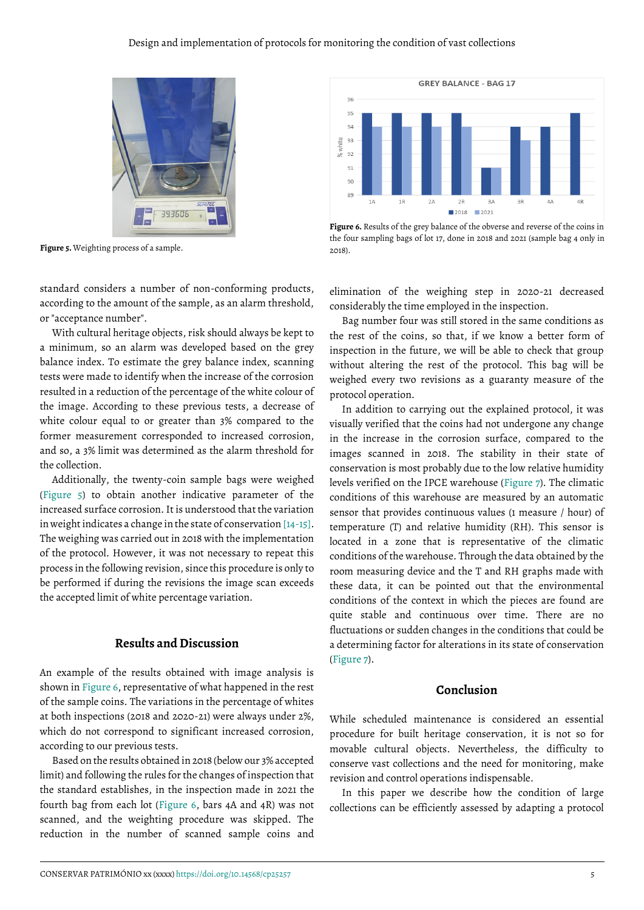Figure 5. Weighting process of a sample.

Figure 6. Results of the grey balance of the obverse and reverse of the coins in the four sampling bags of lot 17, done in 2018 and 2021 (sample bag 4 only in 2018).

standard considers a number of non-conforming products, according to the amount of the sample, as an alarm threshold, or "acceptance number".

With cultural heritage objects, risk should always be kept to a minimum, so an alarm was developed based on the grey balance index. To estimate the grey balance index, scanning tests were made to identify when the increase of the corrosion resulted in a reduction of the percentage of the white colour of the image. According to these previous tests, a decrease of white colour equal to or greater than 3% compared to the former measurement corresponded to increased corrosion, and so, a 3% limit was determined as the alarm threshold for the collection.

Additionally, the twenty-coin sample bags were weighed (Figure 5) to obtain another indicative parameter of the increased surface corrosion. It is understood that the variation in weight indicates a change in the state of conservation [14-15]. The weighing was carried out in 2018 with the implementation of the protocol. However, it was not necessary to repeat this process in the following revision, since this procedure is only to be performed if during the revisions the image scan exceeds the accepted limit of white percentage variation.

## Results and Discussion

An example of the results obtained with image analysis is shown in Figure 6, representative of what happened in the rest of the sample coins. The variations in the percentage of whites at both inspections (2018 and 2020-21) were always under 2%, which do not correspond to significant increased corrosion, according to our previous tests.

Based on the results obtained in 2018 (below our 3% accepted limit) and following the rules for the changes of inspection that the standard establishes, in the inspection made in 2021 the fourth bag from each lot (Figure 6, bars 4A and 4R) was not scanned, and the weighting procedure was skipped. The reduction in the number of scanned sample coins and elimination of the weighing step in 2020-21 decreased considerably the time employed in the inspection.

Bag number four was still stored in the same conditions as the rest of the coins, so that, if we know a better form of inspection in the future, we will be able to check that group without altering the rest of the protocol. This bag will be weighed every two revisions as a guaranty measure of the protocol operation.

In addition to carrying out the explained protocol, it was visually verified that the coins had not undergone any change in the increase in the corrosion surface, compared to the images scanned in 2018. The stability in their state of conservation is most probably due to the low relative humidity levels verified on the IPCE warehouse (Figure 7). The climatic conditions of this warehouse are measured by an automatic sensor that provides continuous values (1 measure / hour) of temperature (T) and relative humidity (RH). This sensor is located in a zone that is representative of the climatic conditions of the warehouse. Through the data obtained by the room measuring device and the T and RH graphs made with these data, it can be pointed out that the environmental conditions of the context in which the pieces are found are quite stable and continuous over time. There are no fluctuations or sudden changes in the conditions that could be a determining factor for alterations in its state of conservation (Figure 7).

## Conclusion

While scheduled maintenance is considered an essential procedure for built heritage conservation, it is not so for movable cultural objects. Nevertheless, the difficulty to conserve vast collections and the need for monitoring, make revision and control operations indispensable.

In this paper we describe how the condition of large collections can be efficiently assessed by adapting a protocol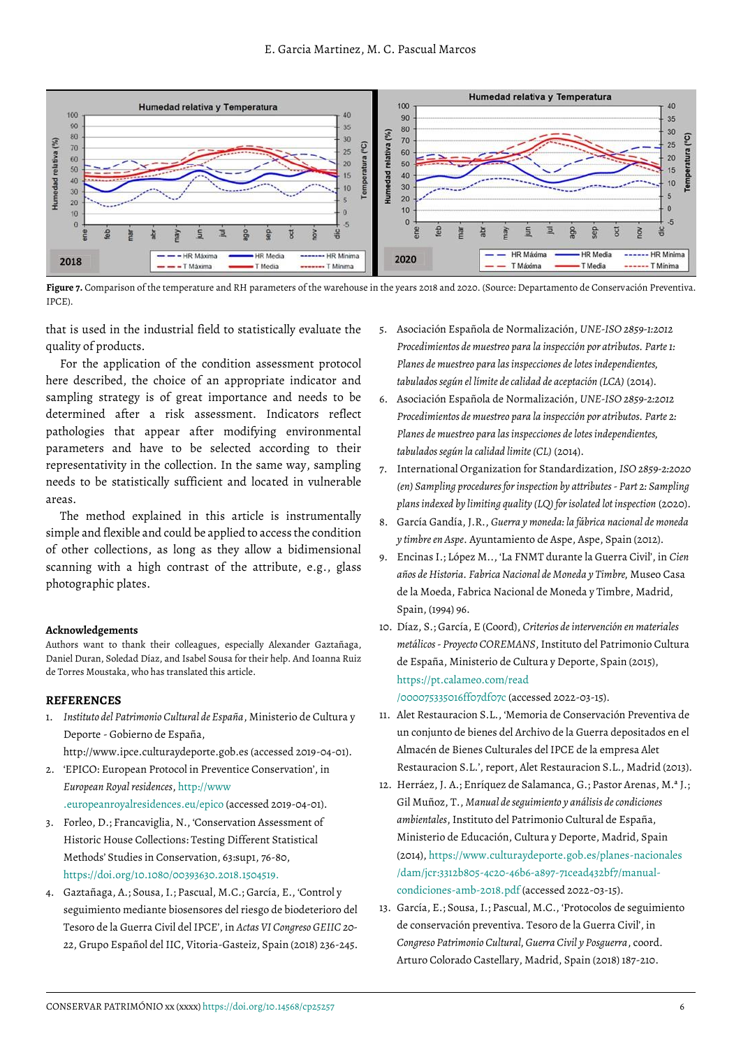**Figure 7.** Comparison of the temperature and RH parameters of the warehouse in the years 2018 and 2020. (Source: Departamento de Conservación Preventiva. IPCE).

that is used in the industrial field to statistically evaluate the quality of products.

For the application of the condition assessment protocol here described, the choice of an appropriate indicator and sampling strategy is of great importance and needs to be determined after a risk assessment. Indicators reflect pathologies that appear after modifying environmental parameters and have to be selected according to their representativity in the collection. In the same way, sampling needs to be statistically sufficient and located in vulnerable areas.

The method explained in this article is instrumentally simple and flexible and could be applied to access the condition of other collections, as long as they allow a bidimensional scanning with a high contrast of the attribute, e.g., glass photographic plates.

### Acknowledgements

Authors want to thank their colleagues, especially Alexander Gaztañaga, Daniel Duran, Soledad Díaz, and Isabel Sousa for their help. And Ioanna Ruiz de Torres Moustaka, who has translated this article.

## REFERENCES

1. *Instituto del Patrimonio Cultural de España*, Ministerio de Cultura y Deporte - Gobierno de España, http://www.ipce.culturaydeporte.gob.es (accessed 2019-04-01).
2. 'EPICO: European Protocol in Preventive Conservation', in *European Royal residences*, http://www.europeanroyalresidences.eu/epico (accessed 2019-04-01).
3. Forleo, D.; Francaviglia, N., 'Conservation Assessment of Historic House Collections: Testing Different Statistical Methods' Studies in Conservation, 63:sup1, 76-80, https://doi.org/10.1080/00393630.2018.1504519.
4. Gaztañaga, A.; Sousa, I.; Pascual, M.C.; García, E., 'Control y seguimiento mediante biosensores del riesgo de biodeterioro del Tesoro de la Guerra Civil del IPCE', in *Actas VI Congreso GEIIC 20-22*, Grupo Español del IIC, Vitoria-Gasteiz, Spain (2018) 236-245.
5. Asociación Española de Normalización, *UNE-ISO 2859-1:2012 Procedimientos de muestreo para la inspección por atributos. Parte 1: Planes de muestreo para las inspecciones de lotes independientes, tabulados según el límite de calidad de aceptación (LCA)* (2014).
6. Asociación Española de Normalización, *UNE-ISO 2859-2:2012 Procedimientos de muestreo para la inspección por atributos. Parte 2: Planes de muestreo para las inspecciones de lotes independientes, tabulados según la calidad límite (CL)* (2014).
7. International Organization for Standardization, *ISO 2859-2:2020 (en) Sampling procedures for inspection by attributes - Part 2: Sampling plans indexed by limiting quality (LQ) for isolated lot inspection* (2020).
8. García Gandía, J.R., *Guerra y moneda: la fábrica nacional de moneda y timbre en Aspe*. Ayuntamiento de Aspe, Aspe, Spain (2012).
9. Encinas I.; López M.., 'La FNMT durante la Guerra Civil', in *Cien años de Historia. Fabrica Nacional de Moneda y Timbre*, Museo Casa de la Moeda, Fabrica Nacional de Moneda y Timbre, Madrid, Spain, (1994) 96.
10. Díaz, S.; García, E (Coord), *Criterios de intervención en materiales metálicos - Proyecto COREMANS*, Instituto del Patrimonio Cultura de España, Ministerio de Cultura y Deporte, Spain (2015), https://pt.calameo.com/read/000075335016ff07df07c (accessed 2022-03-15).
11. Alet Restauracion S.L., 'Memoria de Conservación Preventiva de un conjunto de bienes del Archivo de la Guerra depositados en el Almacén de Bienes Culturales del IPCE de la empresa Alet Restauracion S.L.', report, Alet Restauracion S.L., Madrid (2013).
12. Herráez, J. A.; Enríquez de Salamanca, G.; Pastor Arenas, M.ª J.; Gil Muñoz, T., *Manual de seguimiento y análisis de condiciones ambientales*, Instituto del Patrimonio Cultural de España, Ministerio de Educación, Cultura y Deporte, Madrid, Spain (2014), https://www.culturaydeporte.gob.es/planes-nacionales/dam/jcr:3312b805-4c20-46b6-a897-71cead432bf7/manual-condiciones-amb-2018.pdf (accessed 2022-03-15).
13. García, E.; Sousa, I.; Pascual, M.C., 'Protocolos de seguimiento de conservación preventiva. Tesoro de la Guerra Civil', in *Congreso Patrimonio Cultural, Guerra Civil y Posguerra*, coord. Arturo Colorado Castellary, Madrid, Spain (2018) 187-210.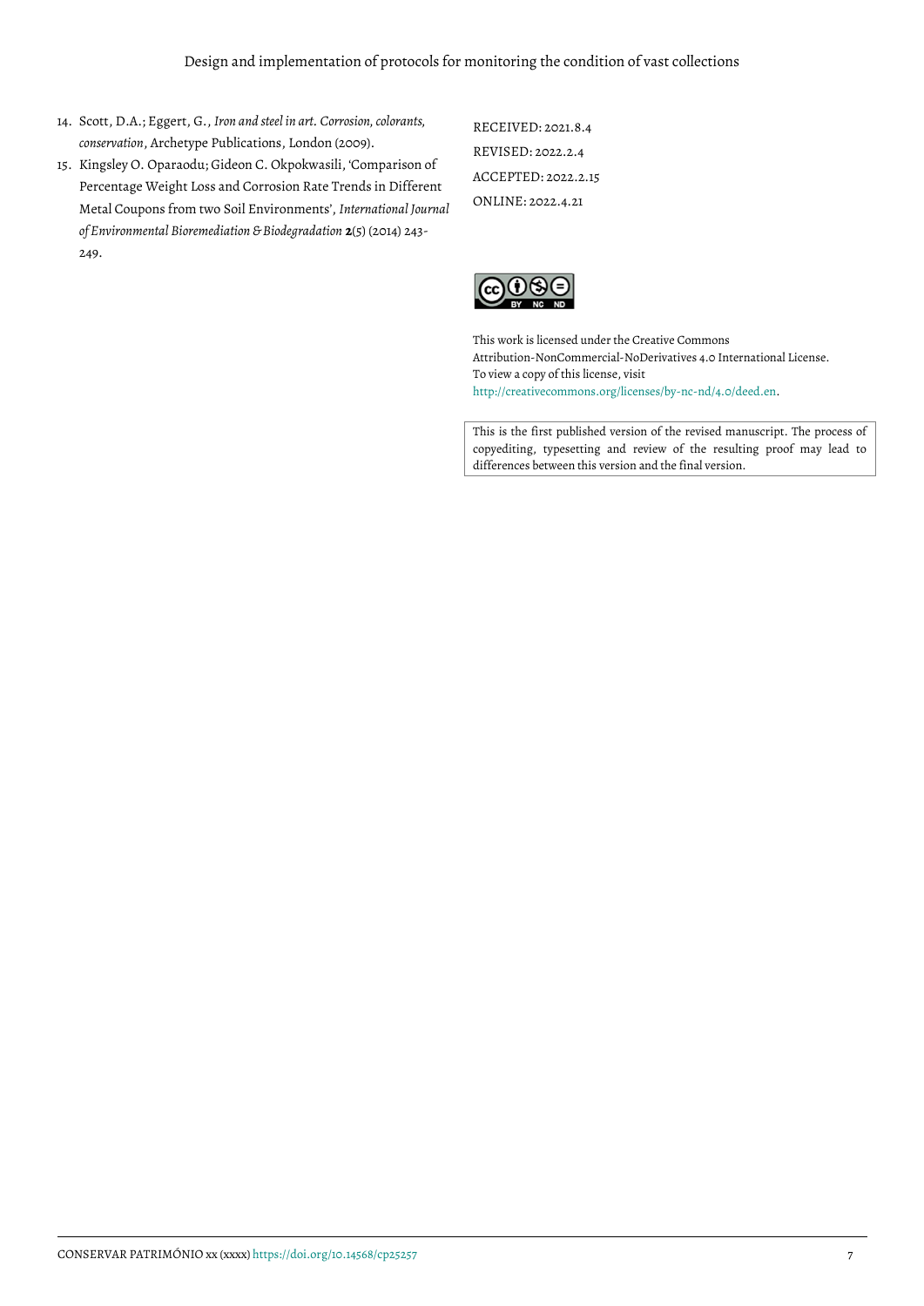14. Scott, D.A.; Eggert, G., *Iron and steel in art. Corrosion, colorants, conservation*, Archetype Publications, London (2009).
15. Kingsley O. Oparaodu; Gideon C. Okpokwasili, 'Comparison of Percentage Weight Loss and Corrosion Rate Trends in Different Metal Coupons from two Soil Environments', *International Journal of Environmental Bioremediation & Biodegradation* **2**(5) (2014) 243-249.

RECEIVED: 2021.8.4
REVISED: 2022.2.4
ACCEPTED: 2022.2.15
ONLINE: 2022.4.21

This work is licensed under the Creative Commons Attribution-NonCommercial-NoDerivatives 4.0 International License. To view a copy of this license, visit http://creativecommons.org/licenses/by-nc-nd/4.0/deed.en.

This is the first published version of the revised manuscript. The process of copyediting, typesetting and review of the resulting proof may lead to differences between this version and the final version.